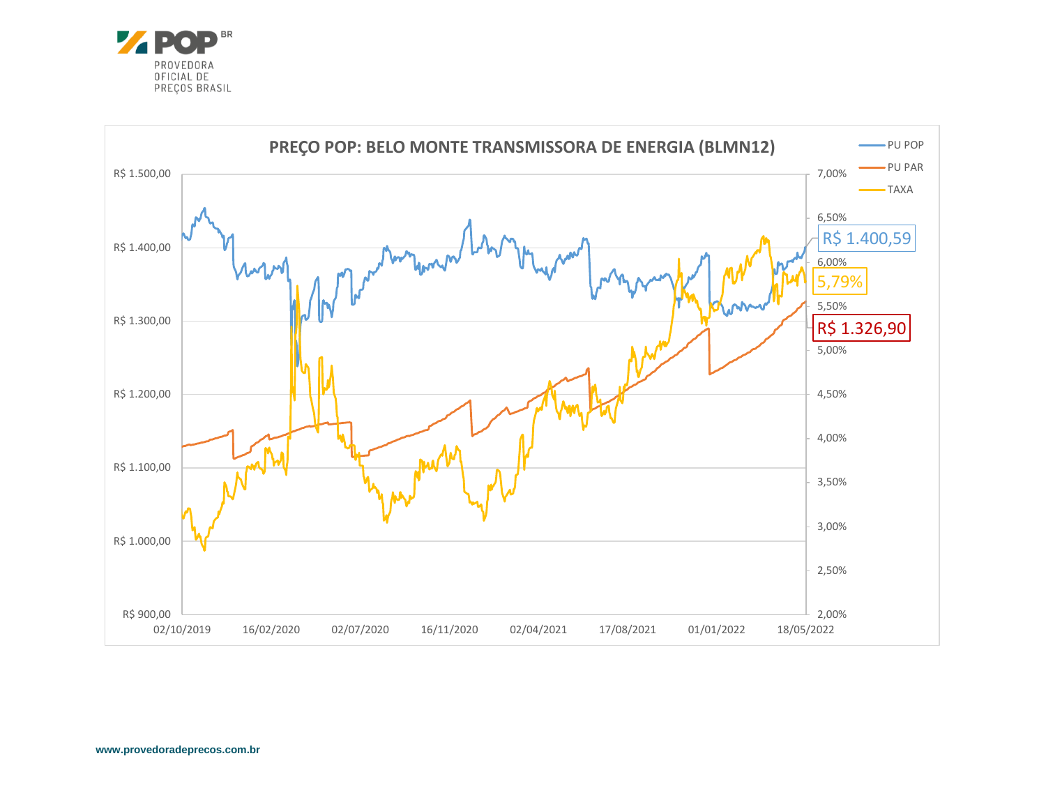POP BR

PROVEDORA OFICIAL DE PREÇOS BRASIL

# PREÇO POP: BELO MONTE TRANSMISSORA DE ENERGIA (BLMN12)

- PU POP
- PU PAR
- TAXA

R$ 1.400,59

5,79%

R$ 1.326,90

www.provedoradeprecos.com.br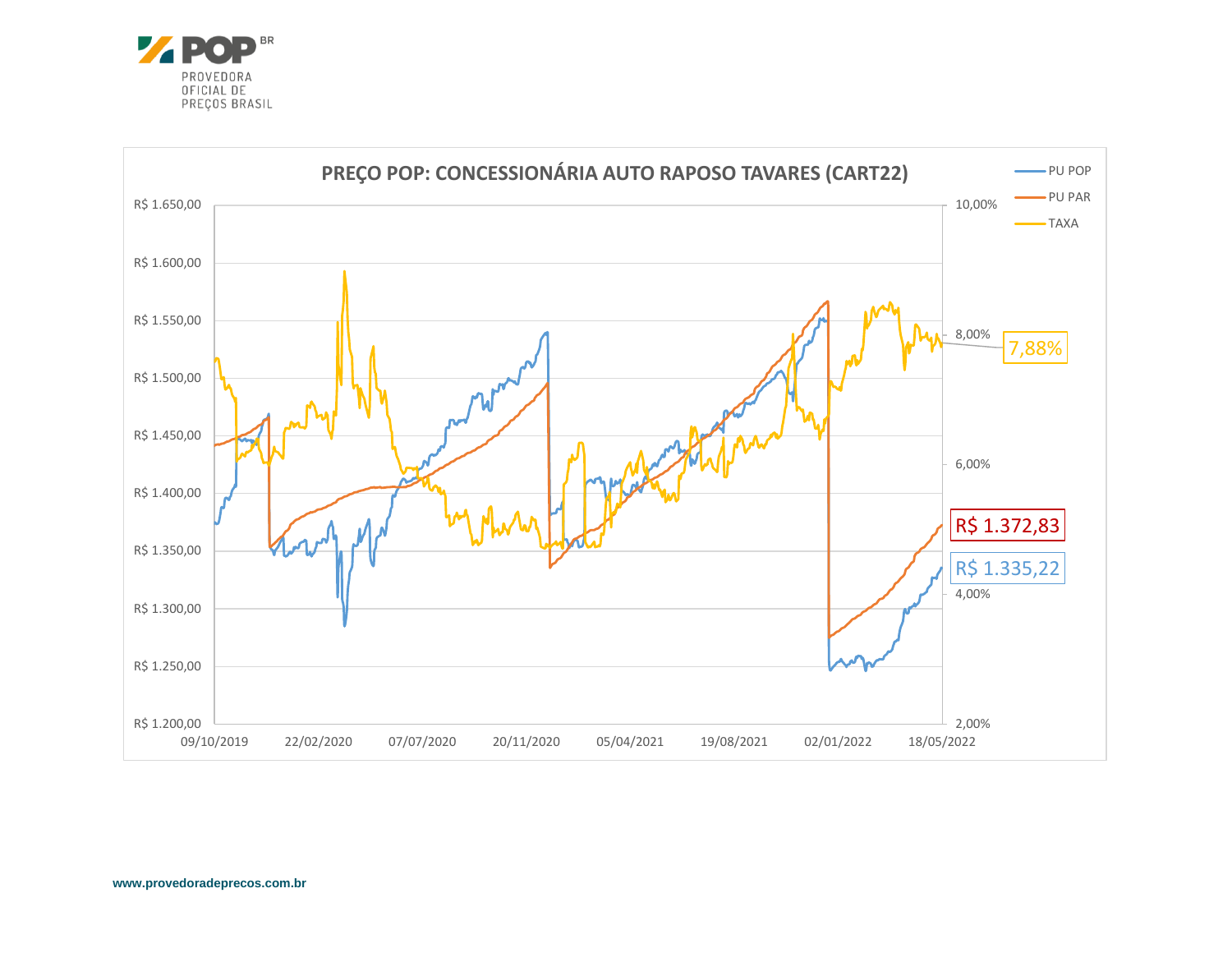PROVEDORA OFICIAL DE PREÇOS BRASIL

**PREÇO POP: CONCESSIONÁRIA AUTO RAPOSO TAVARES (CART22)**

- PU POP
- PU PAR
- TAXA

7,88%

R$ 1.372,83

R$ 1.335,22

www.provedoradeprecos.com.br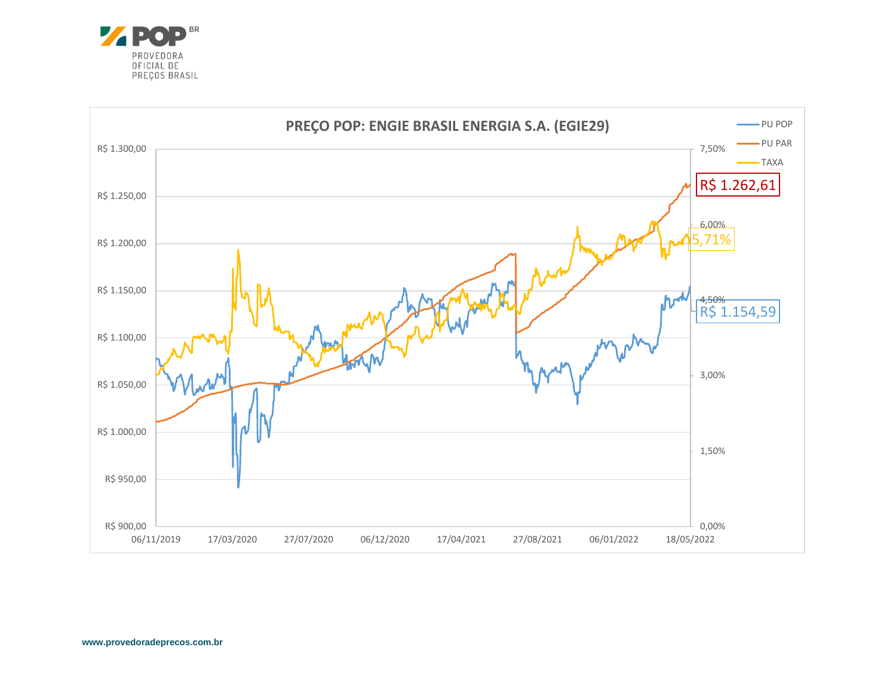PROVEDORA OFICIAL DE PREÇOS BRASIL

## PREÇO POP: ENGIE BRASIL ENERGIA S.A. (EGIE29)

PU POP — R$ 1.154,59

PU PAR — R$ 1.262,61

TAXA — 5,71%

www.provedoradeprecos.com.br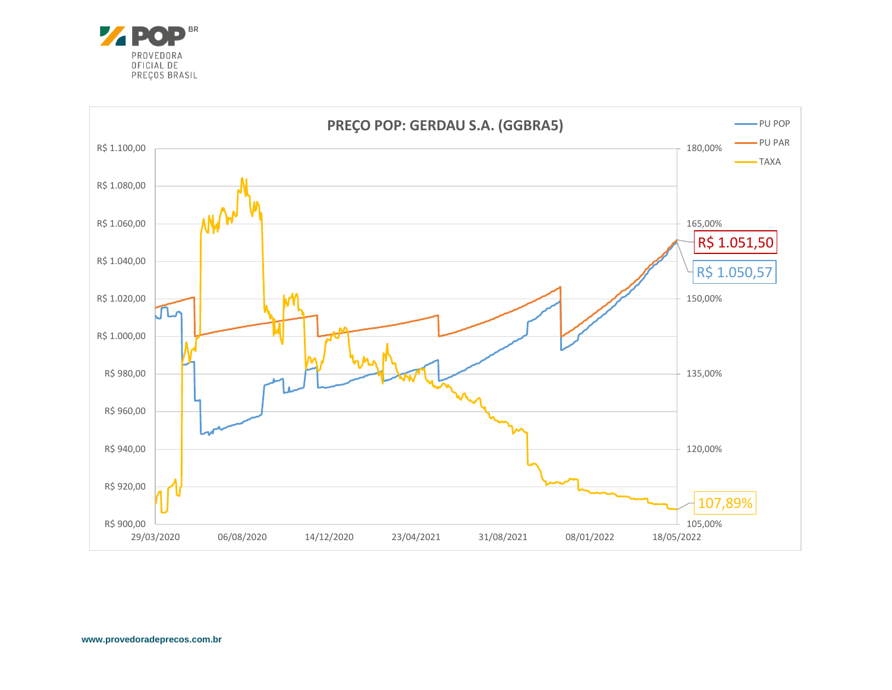**PREÇO POP: GERDAU S.A. (GGBRA5)**

- PU POP: R$ 1.050,57
- PU PAR: R$ 1.051,50
- TAXA: 107,89%

www.provedoradeprecos.com.br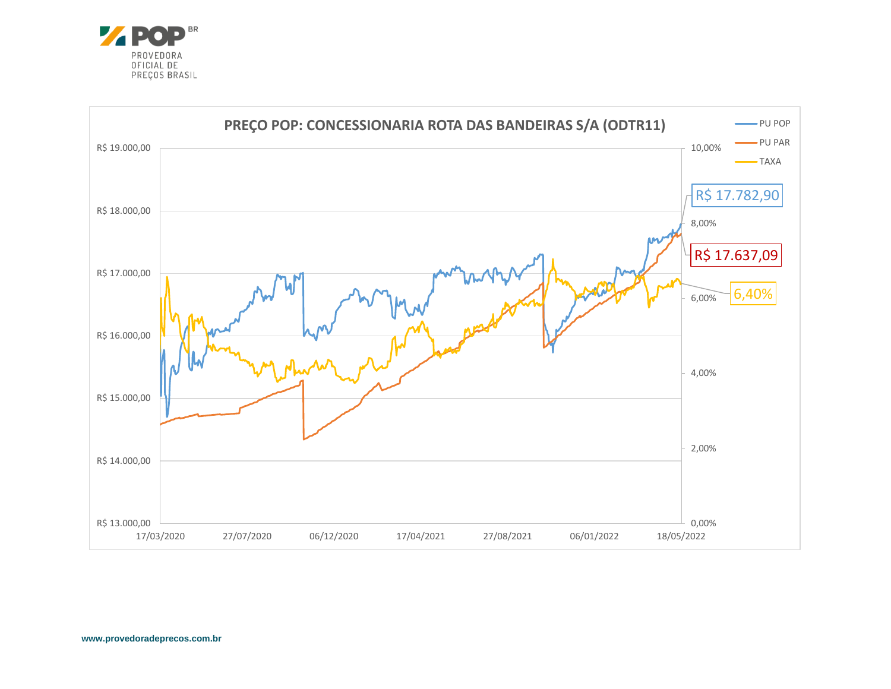PREÇO POP: CONCESSIONARIA ROTA DAS BANDEIRAS S/A (ODTR11)

- PU POP
- PU PAR
- TAXA

R$ 17.782,90

R$ 17.637,09

6,40%

www.provedoradeprecos.com.br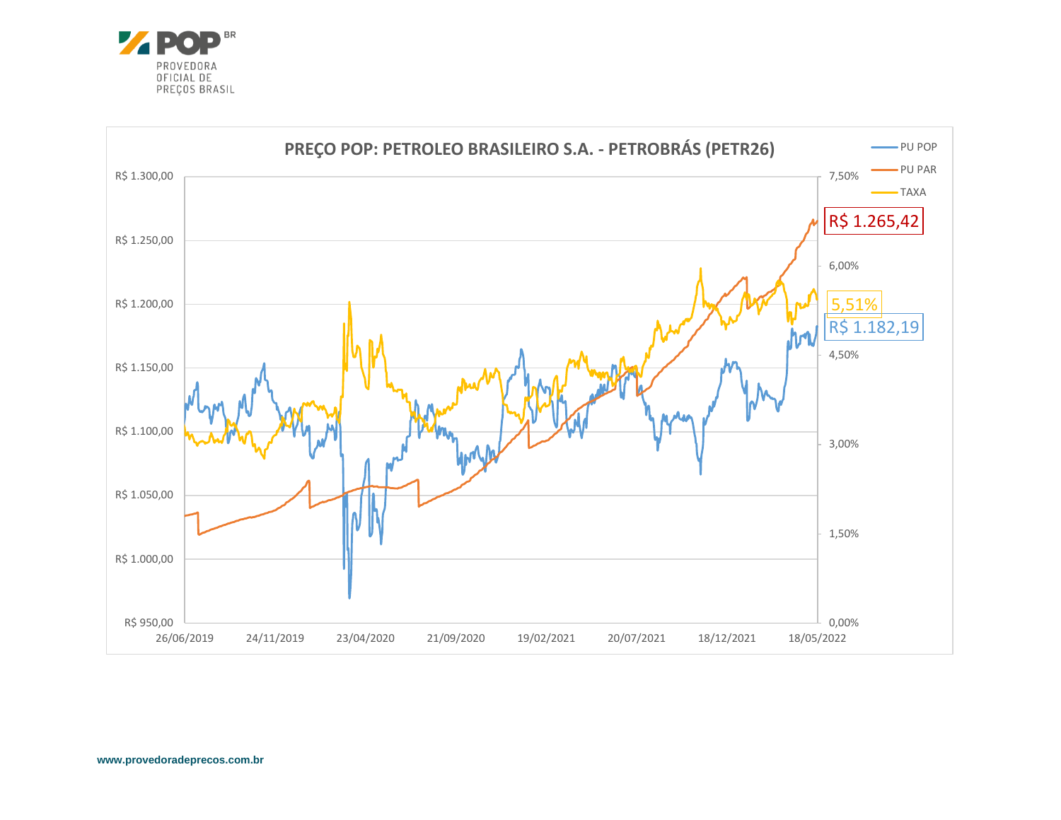PROVEDORA OFICIAL DE PREÇOS BRASIL

**PREÇO POP: PETROLEO BRASILEIRO S.A. - PETROBRÁS (PETR26)**

- PU POP
- PU PAR
- TAXA

R$ 1.265,42

5,51%

R$ 1.182,19

www.provedoradeprecos.com.br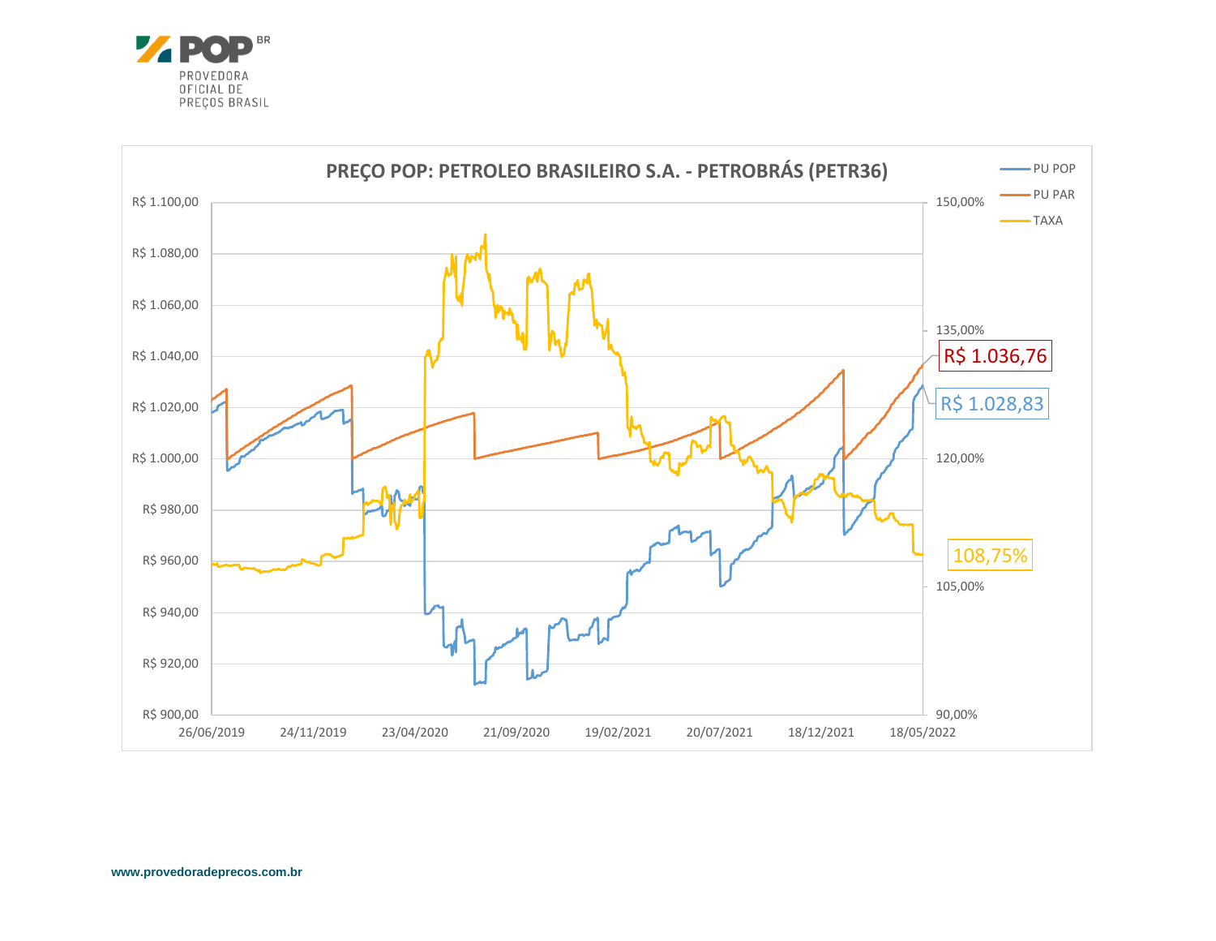PROVEDORA OFICIAL DE PREÇOS BRASIL

## PREÇO POP: PETROLEO BRASILEIRO S.A. - PETROBRÁS (PETR36)

Legend: PU POP, PU PAR, TAXA

Left axis: R$ 900,00 – R$ 1.100,00
Right axis: 90,00% – 150,00%
Dates: 26/06/2019, 24/11/2019, 23/04/2020, 21/09/2020, 19/02/2021, 20/07/2021, 18/12/2021, 18/05/2022

R$ 1.036,76

R$ 1.028,83

108,75%

www.provedoradeprecos.com.br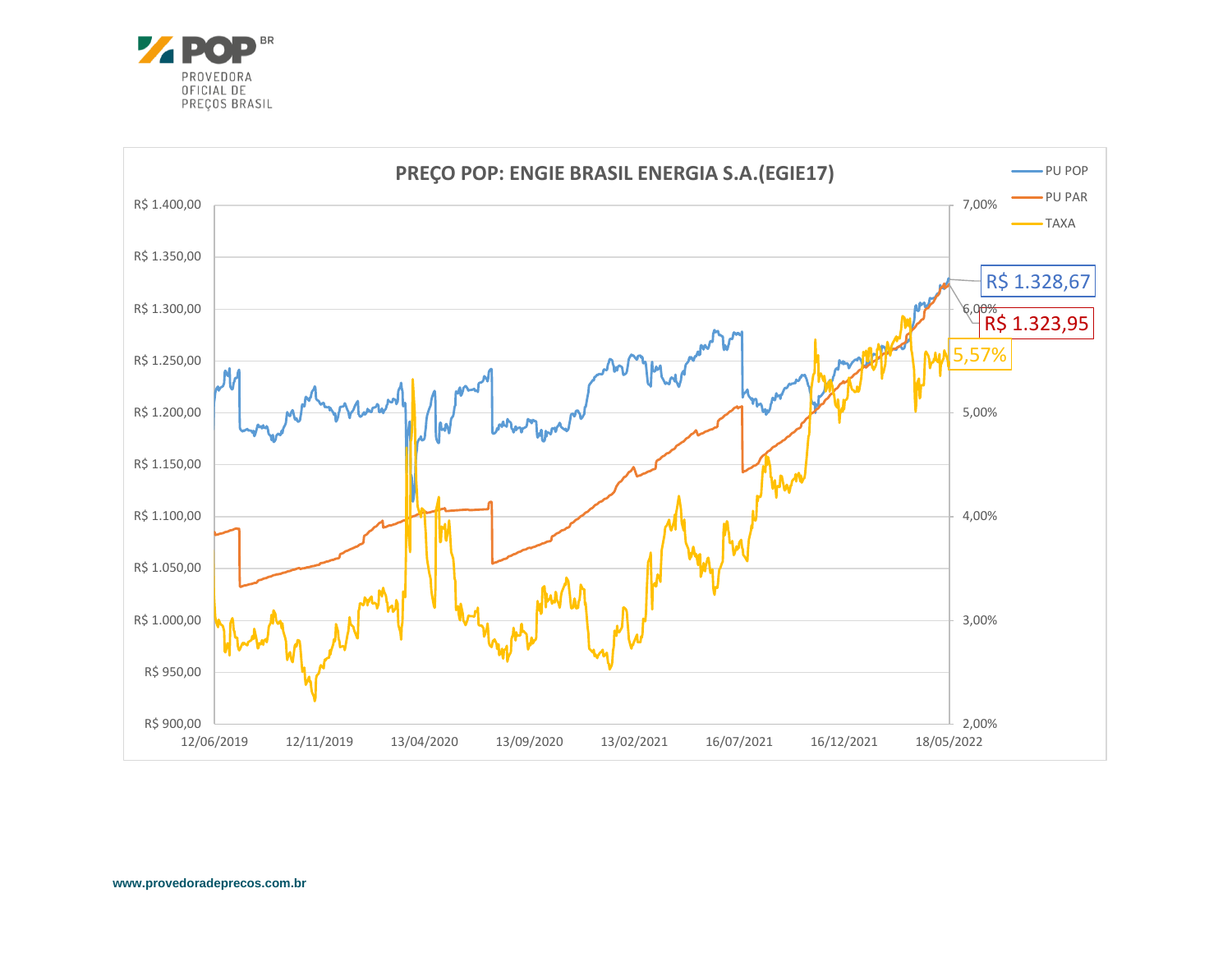**PREÇO POP: ENGIE BRASIL ENERGIA S.A.(EGIE17)**

- PU POP
- PU PAR
- TAXA

R$ 1.328,67

R$ 1.323,95

5,57%

www.provedoradeprecos.com.br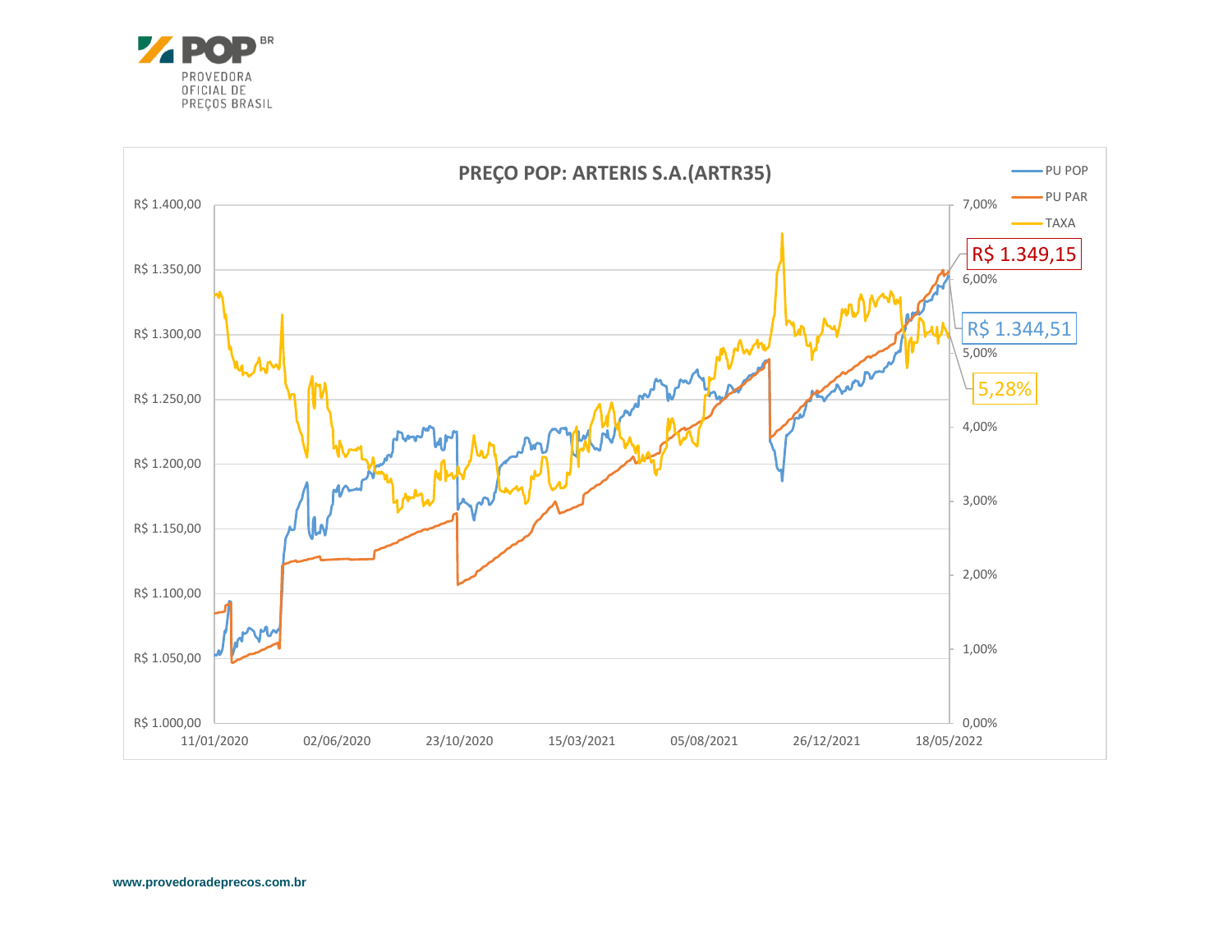**PREÇO POP: ARTERIS S.A.(ARTR35)**

- PU POP
- PU PAR
- TAXA

R$ 1.349,15

R$ 1.344,51

5,28%

R$ 1.400,00
R$ 1.350,00
R$ 1.300,00
R$ 1.250,00
R$ 1.200,00
R$ 1.150,00
R$ 1.100,00
R$ 1.050,00
R$ 1.000,00

7,00%
6,00%
5,00%
4,00%
3,00%
2,00%
1,00%
0,00%

11/01/2020 02/06/2020 23/10/2020 15/03/2021 05/08/2021 26/12/2021 18/05/2022

www.provedoradeprecos.com.br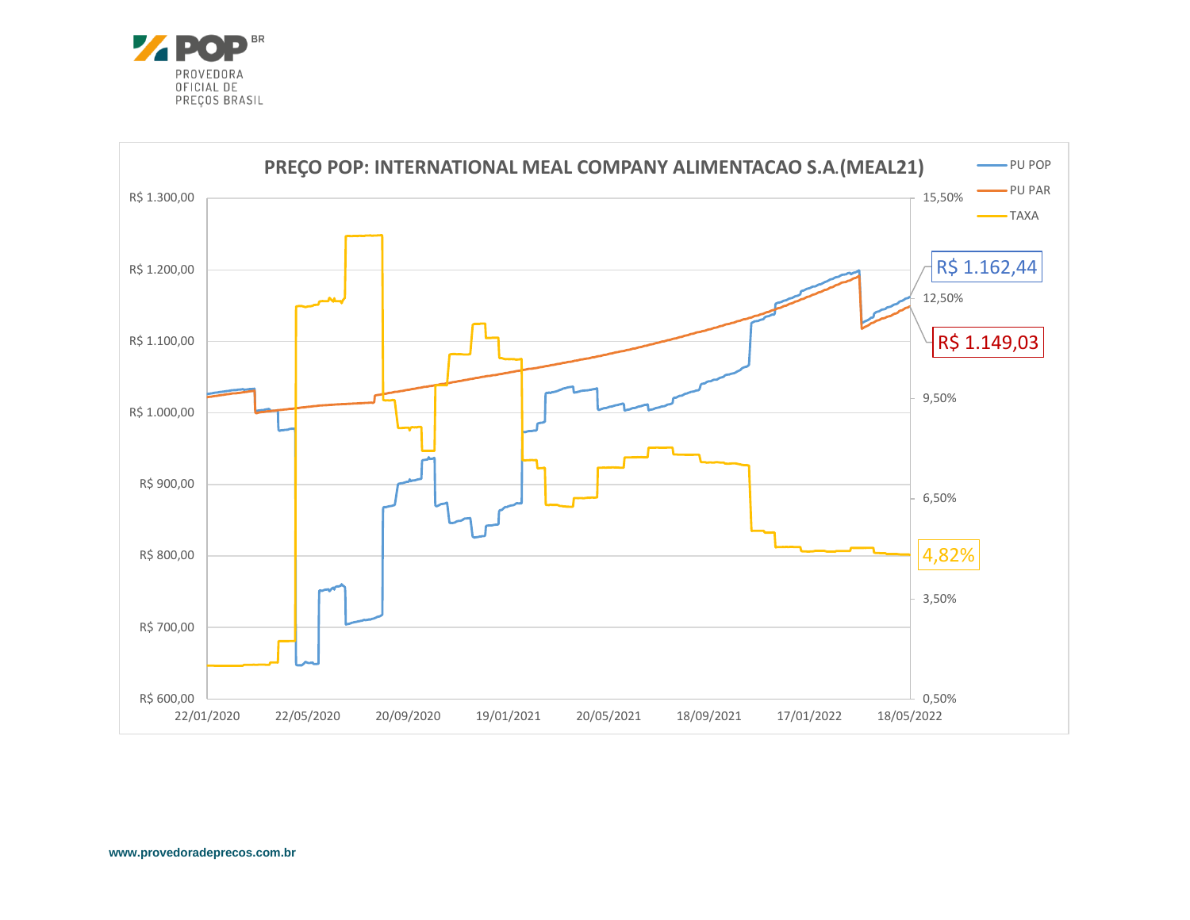PREÇO POP: INTERNATIONAL MEAL COMPANY ALIMENTACAO S.A.(MEAL21)

- PU POP: R$ 1.162,44
- PU PAR: R$ 1.149,03
- TAXA: 4,82%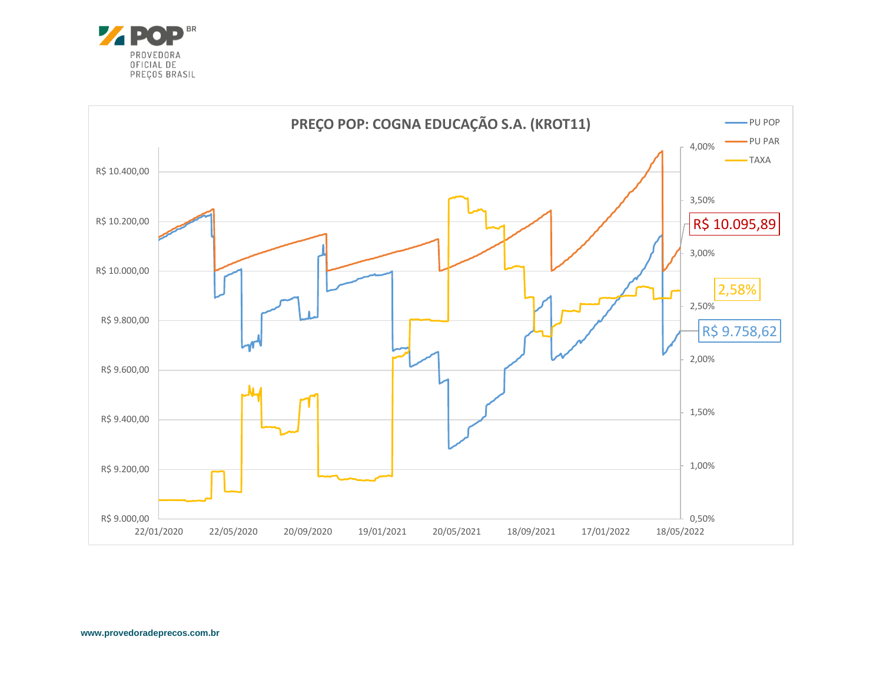PROVEDORA OFICIAL DE PREÇOS BRASIL

**PREÇO POP: COGNA EDUCAÇÃO S.A. (KROT11)**

- PU POP
- PU PAR
- TAXA

R$ 10.095,89

2,58%

R$ 9.758,62

www.provedoradeprecos.com.br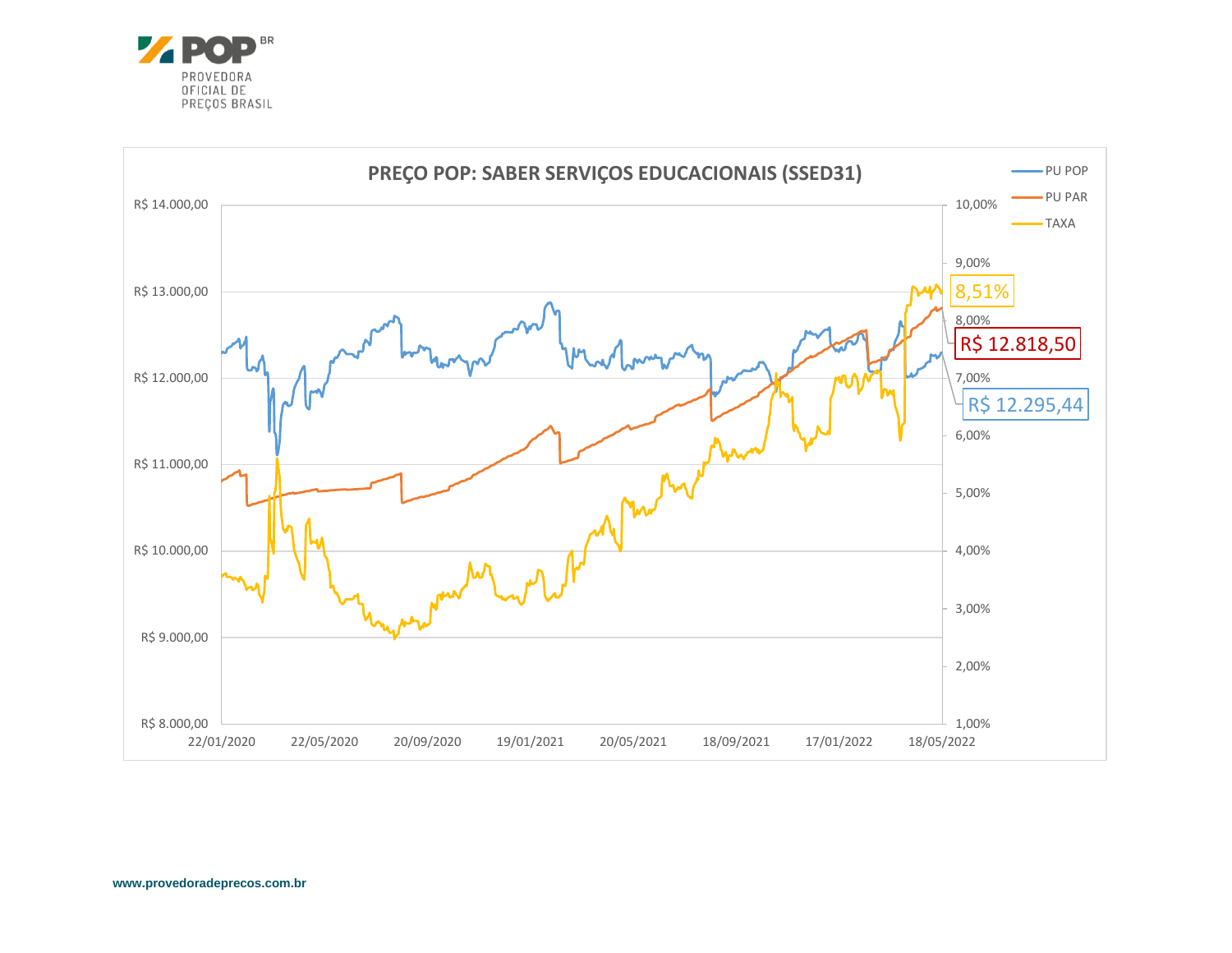**PREÇO POP: SABER SERVIÇOS EDUCACIONAIS (SSED31)**

- PU POP
- PU PAR
- TAXA

8,51%

R$ 12.818,50

R$ 12.295,44

www.provedoradeprecos.com.br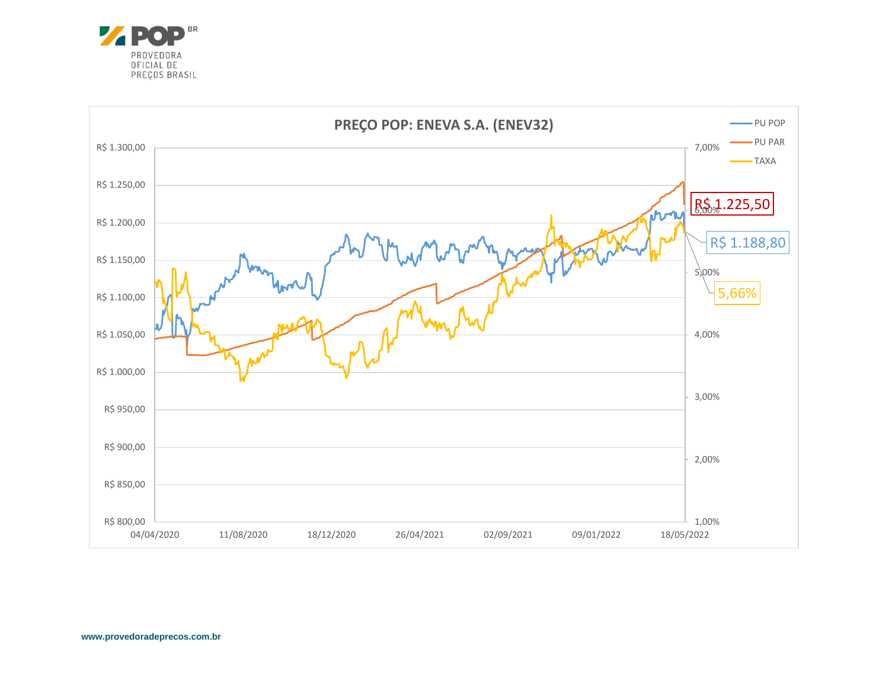## PREÇO POP: ENEVA S.A. (ENEV32)

Legenda: PU POP, PU PAR, TAXA

Eixo esquerdo: R$ 800,00 – R$ 1.300,00
Eixo direito: 1,00% – 7,00%
Eixo horizontal: 04/04/2020, 11/08/2020, 18/12/2020, 26/04/2021, 02/09/2021, 09/01/2022, 18/05/2022

Último PU PAR: R$ 1.225,50
Último PU POP: R$ 1.188,80
Última TAXA: 5,66%

www.provedoradeprecos.com.br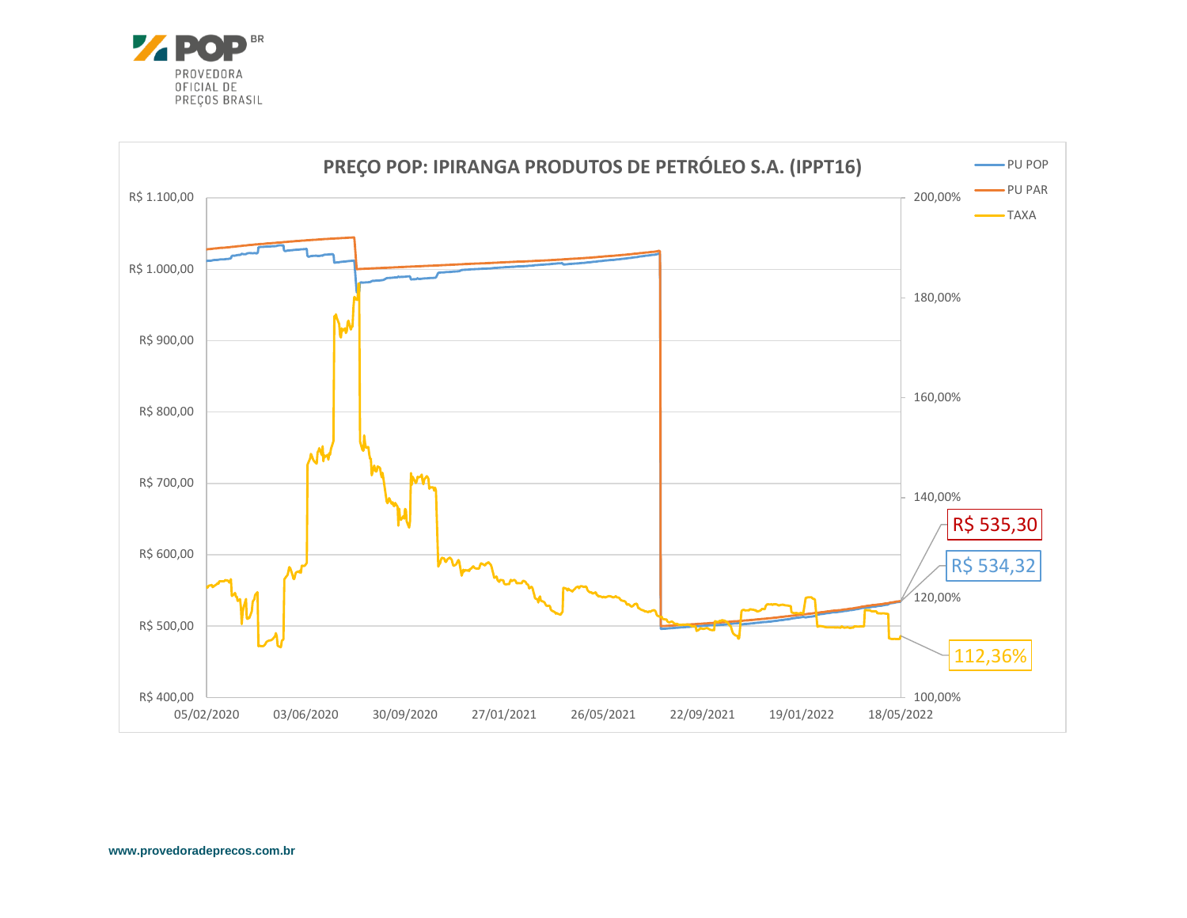PROVEDORA OFICIAL DE PREÇOS BRASIL

**PREÇO POP: IPIRANGA PRODUTOS DE PETRÓLEO S.A. (IPPT16)**

- PU POP
- PU PAR
- TAXA

R$ 535,30

R$ 534,32

112,36%

www.provedoradeprecos.com.br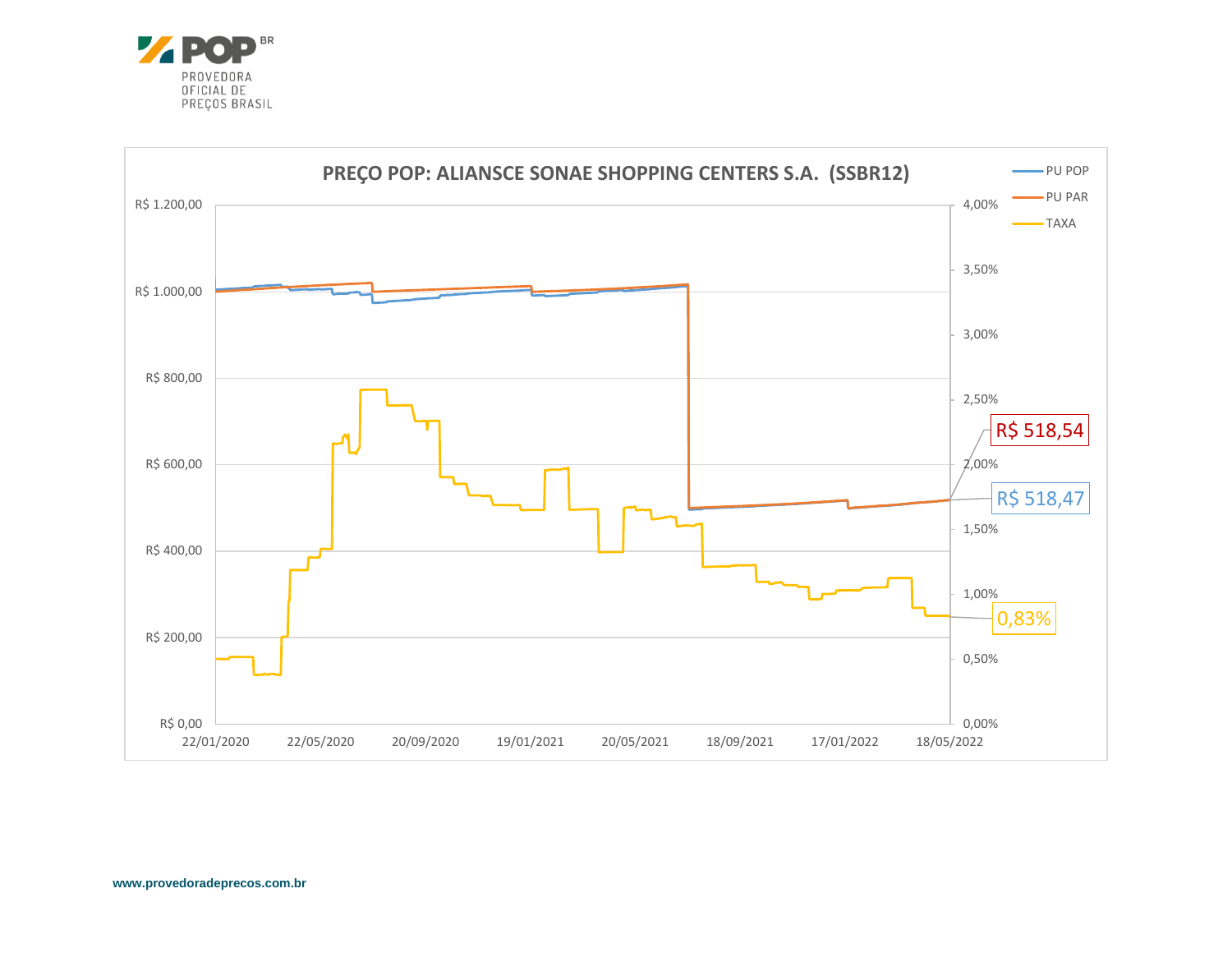PROVEDORA OFICIAL DE PREÇOS BRASIL

**PREÇO POP: ALIANSCE SONAE SHOPPING CENTERS S.A. (SSBR12)**

- PU POP
- PU PAR
- TAXA

R$ 518,54

R$ 518,47

0,83%

www.provedoradeprecos.com.br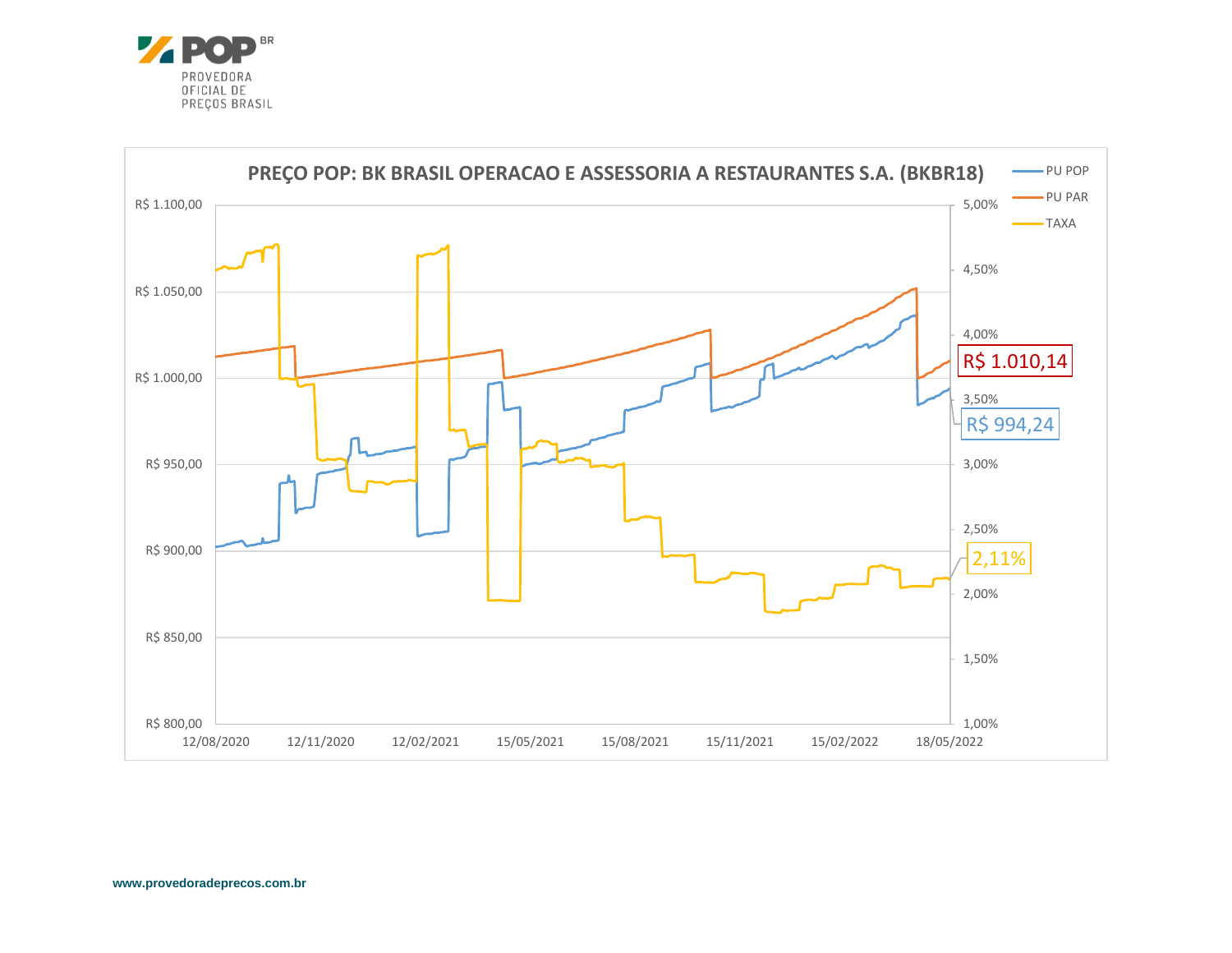**PREÇO POP: BK BRASIL OPERACAO E ASSESSORIA A RESTAURANTES S.A. (BKBR18)**

- PU POP
- PU PAR
- TAXA

R$ 1.010,14

R$ 994,24

2,11%

www.provedoradeprecos.com.br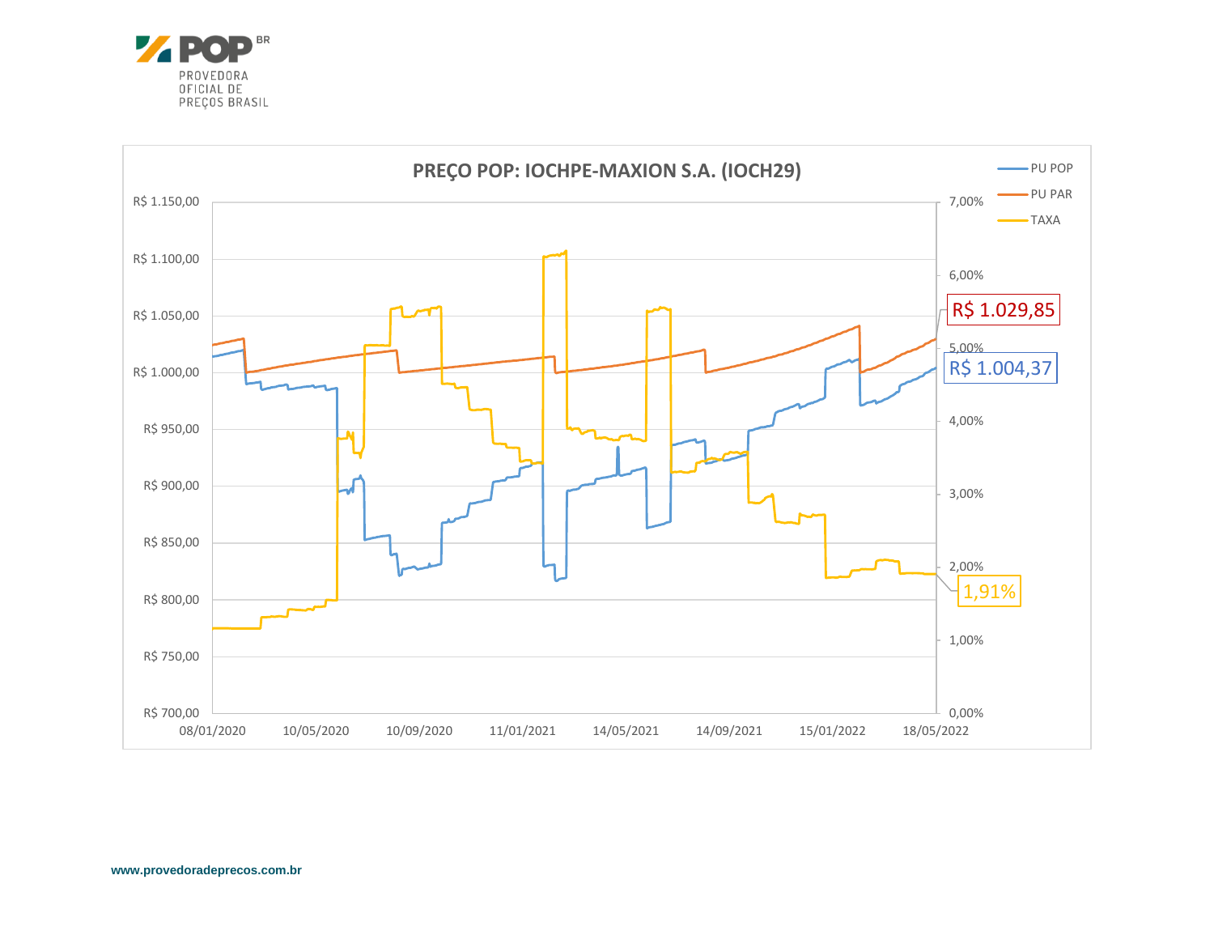POP BR
PROVEDORA
OFICIAL DE
PREÇOS BRASIL

## PREÇO POP: IOCHPE-MAXION S.A. (IOCH29)

PU POP
PU PAR
TAXA

R$ 1.150,00
R$ 1.100,00
R$ 1.050,00
R$ 1.000,00
R$ 950,00
R$ 900,00
R$ 850,00
R$ 800,00
R$ 750,00
R$ 700,00

7,00%
6,00%
5,00%
4,00%
3,00%
2,00%
1,00%
0,00%

08/01/2020 10/05/2020 10/09/2020 11/01/2021 14/05/2021 14/09/2021 15/01/2022 18/05/2022

R$ 1.029,85
R$ 1.004,37
1,91%

www.provedoradeprecos.com.br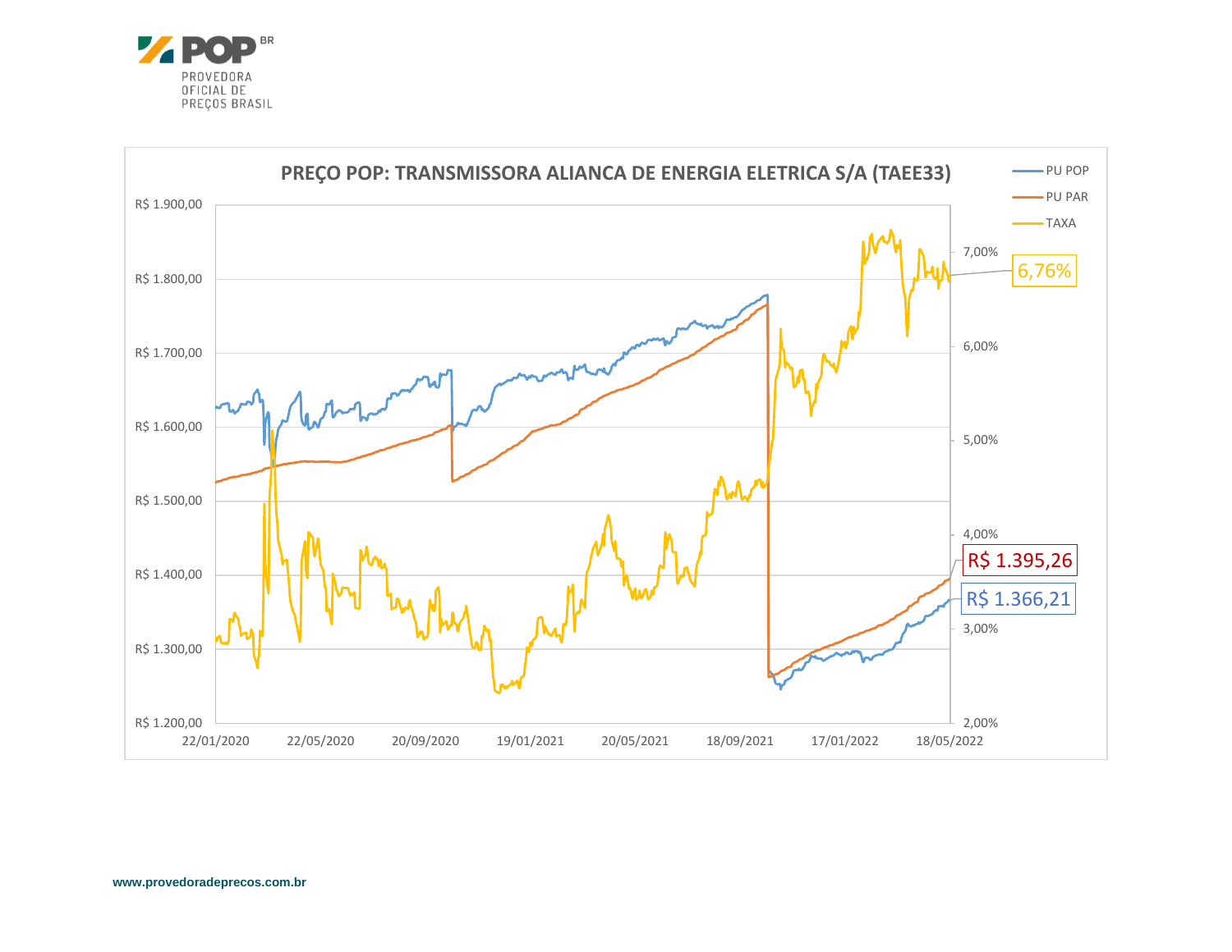PROVEDORA OFICIAL DE PREÇOS BRASIL

**PREÇO POP: TRANSMISSORA ALIANCA DE ENERGIA ELETRICA S/A (TAEE33)**

- PU POP
- PU PAR
- TAXA

R$ 1.900,00
R$ 1.800,00
R$ 1.700,00
R$ 1.600,00
R$ 1.500,00
R$ 1.400,00
R$ 1.300,00
R$ 1.200,00

7,00%
6,00%
5,00%
4,00%
3,00%
2,00%

22/01/2020 22/05/2020 20/09/2020 19/01/2021 20/05/2021 18/09/2021 17/01/2022 18/05/2022

6,76%

R$ 1.395,26

R$ 1.366,21

www.provedoradeprecos.com.br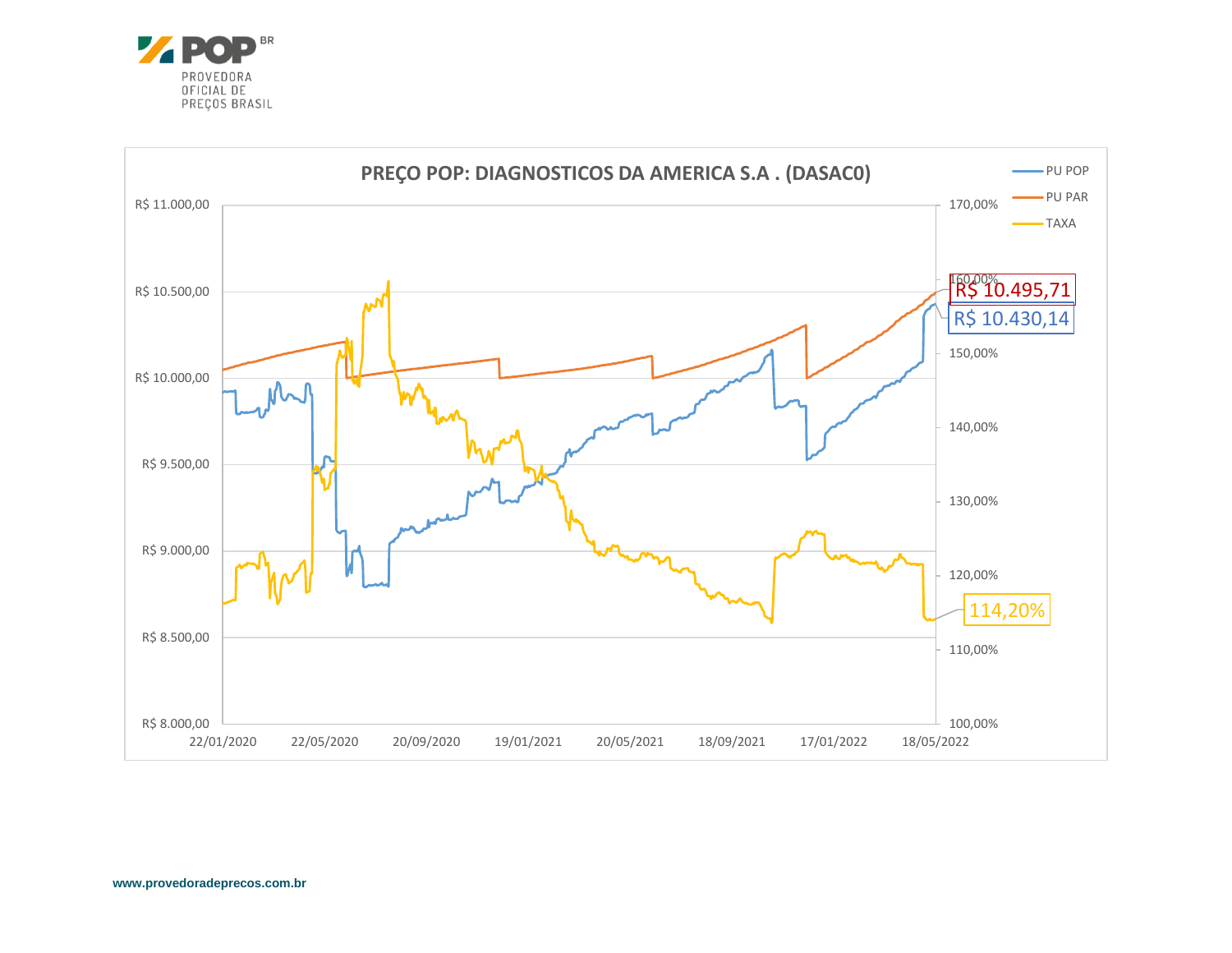PREÇO POP: DIAGNOSTICOS DA AMERICA S.A . (DASAC0)

- PU POP
- PU PAR
- TAXA

R$ 10.495,71

R$ 10.430,14

114,20%

www.provedoradeprecos.com.br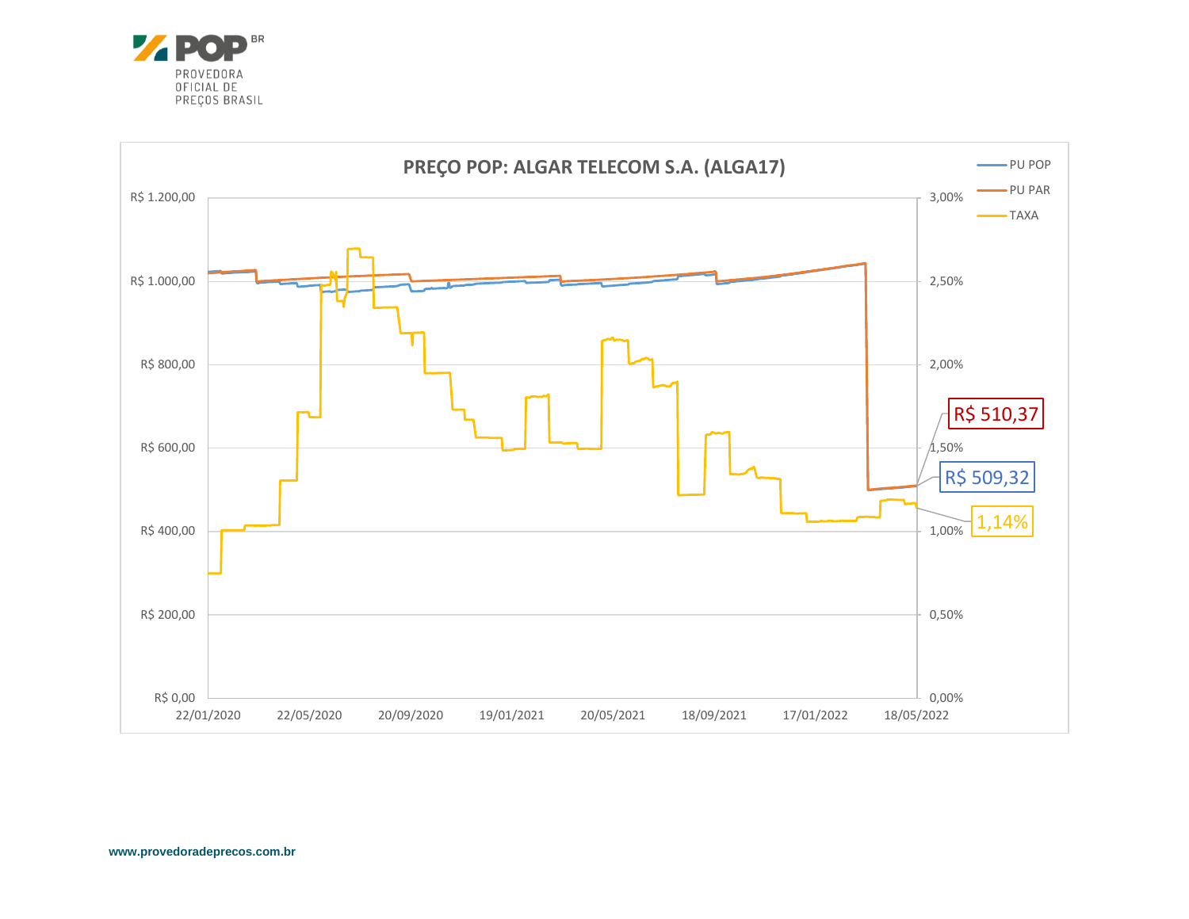POP BR

PROVEDORA OFICIAL DE PREÇOS BRASIL

## PREÇO POP: ALGAR TELECOM S.A. (ALGA17)

- PU POP
- PU PAR
- TAXA

R$ 510,37

R$ 509,32

1,14%

R$ 1.200,00 | R$ 1.000,00 | R$ 800,00 | R$ 600,00 | R$ 400,00 | R$ 200,00 | R$ 0,00

3,00% | 2,50% | 2,00% | 1,50% | 1,00% | 0,50% | 0,00%

22/01/2020 | 22/05/2020 | 20/09/2020 | 19/01/2021 | 20/05/2021 | 18/09/2021 | 17/01/2022 | 18/05/2022

**www.provedoradeprecos.com.br**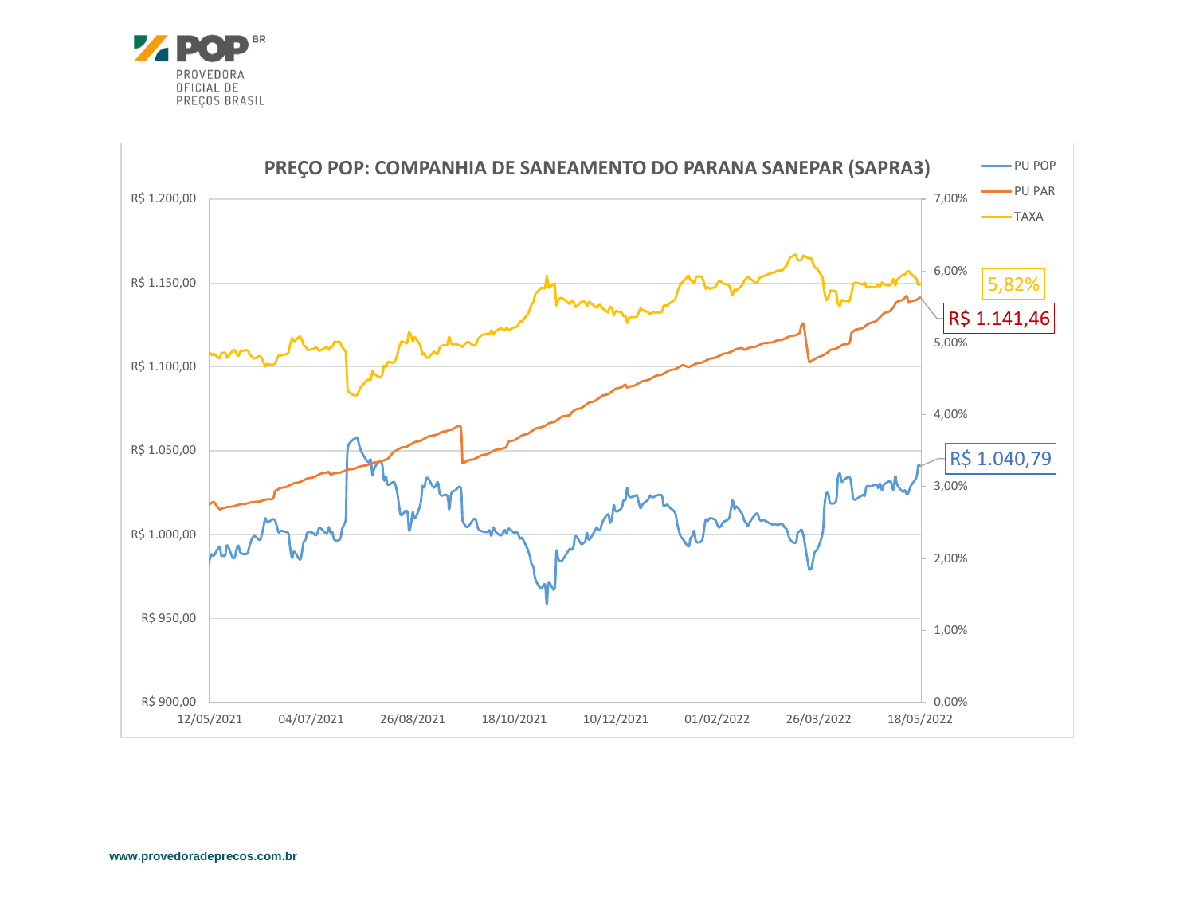PROVEDORA OFICIAL DE PREÇOS BRASIL

## PREÇO POP: COMPANHIA DE SANEAMENTO DO PARANA SANEPAR (SAPRA3)

- PU POP
- PU PAR
- TAXA

5,82%

R$ 1.141,46

R$ 1.040,79

www.provedoradeprecos.com.br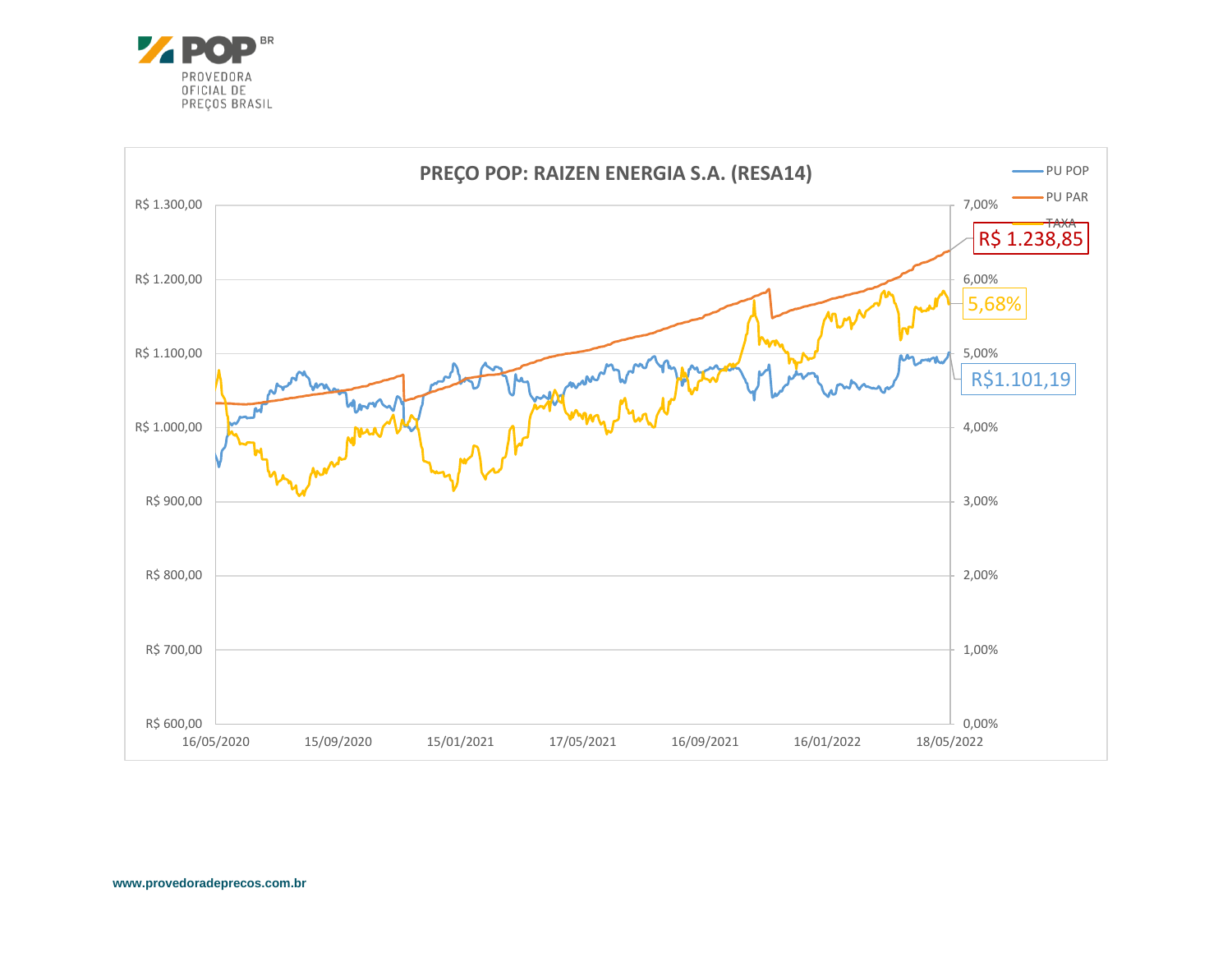**POP** BR
PROVEDORA
OFICIAL DE
PREÇOS BRASIL

## PREÇO POP: RAIZEN ENERGIA S.A. (RESA14)

- PU POP
- PU PAR
- TAXA

R$ 1.238,85

5,68%

R$1.101,19

R$ 1.300,00
R$ 1.200,00
R$ 1.100,00
R$ 1.000,00
R$ 900,00
R$ 800,00
R$ 700,00
R$ 600,00

7,00%
6,00%
5,00%
4,00%
3,00%
2,00%
1,00%
0,00%

16/05/2020 15/09/2020 15/01/2021 17/05/2021 16/09/2021 16/01/2022 18/05/2022

**www.provedoradeprecos.com.br**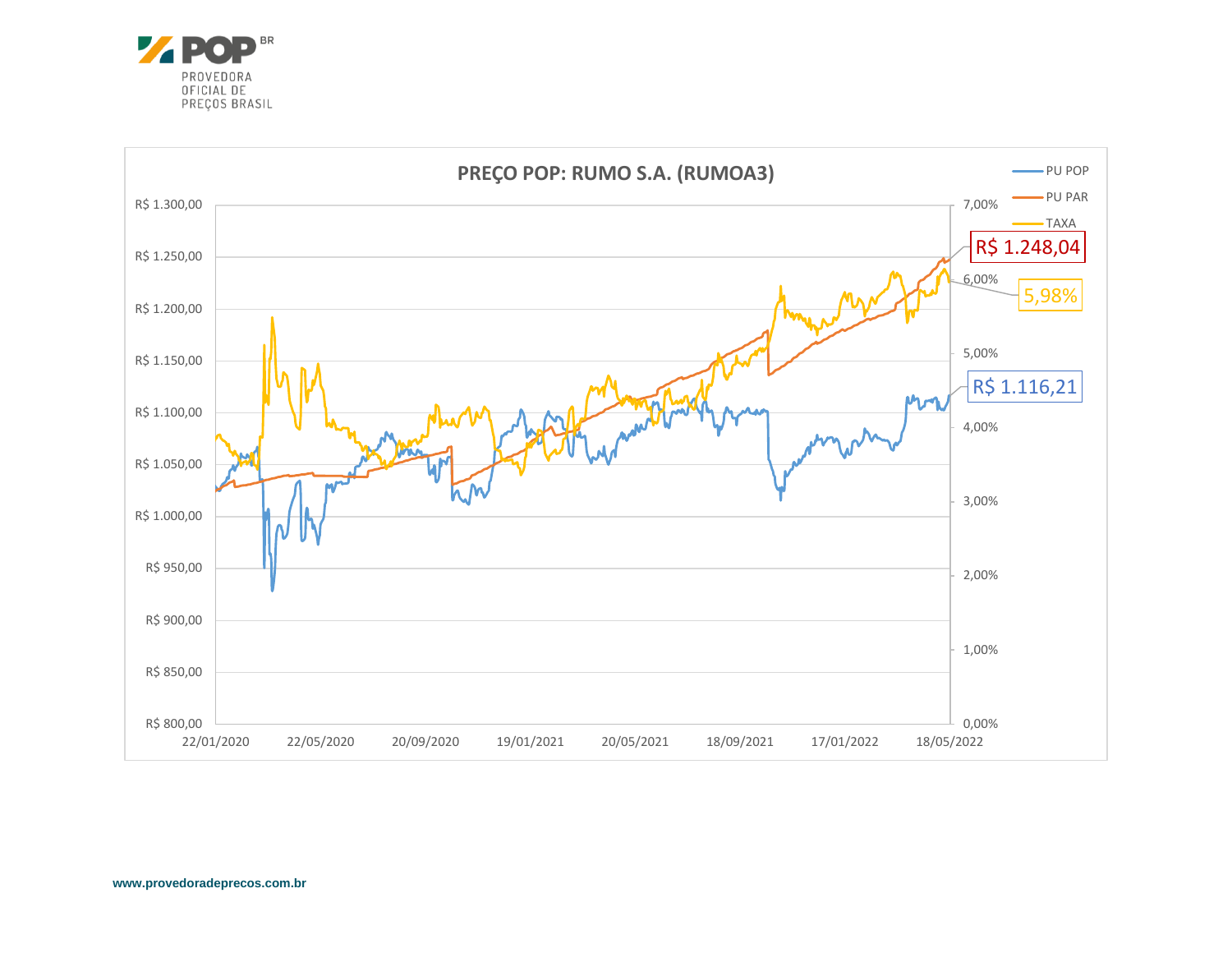PREÇO POP: RUMO S.A. (RUMOA3)

- PU POP
- PU PAR
- TAXA

R$ 1.248,04

5,98%

R$ 1.116,21

www.provedoradeprecos.com.br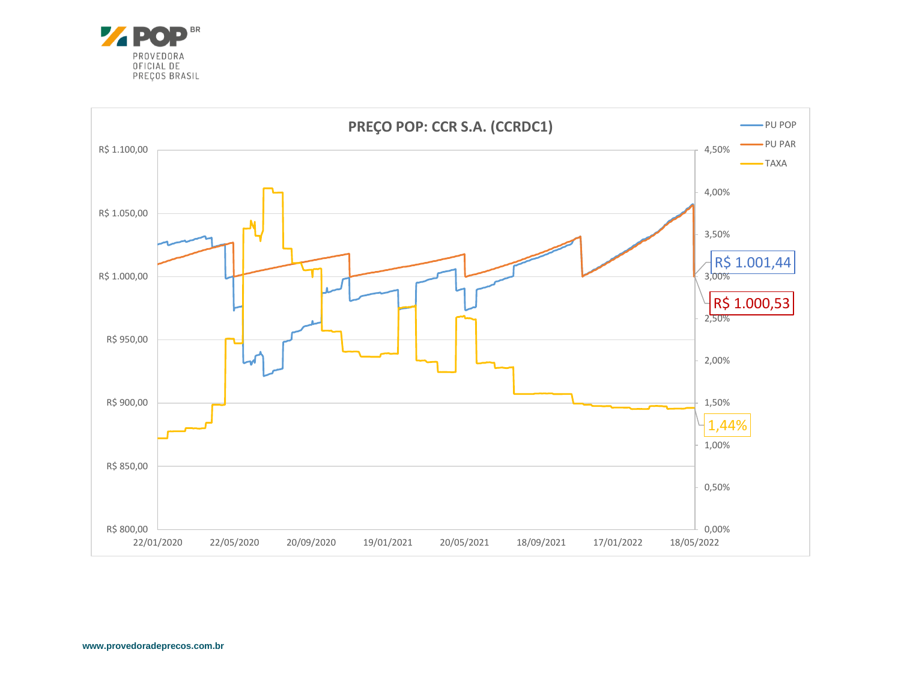PROVEDORA OFICIAL DE PREÇOS BRASIL

PREÇO POP: CCR S.A. (CCRDC1)

PU POP
PU PAR
TAXA

R$ 1.100,00
R$ 1.050,00
R$ 1.000,00
R$ 950,00
R$ 900,00
R$ 850,00
R$ 800,00

4,50%
4,00%
3,50%
3,00%
2,50%
2,00%
1,50%
1,00%
0,50%
0,00%

22/01/2020
22/05/2020
20/09/2020
19/01/2021
20/05/2021
18/09/2021
17/01/2022
18/05/2022

R$ 1.001,44
R$ 1.000,53
1,44%

www.provedoradeprecos.com.br